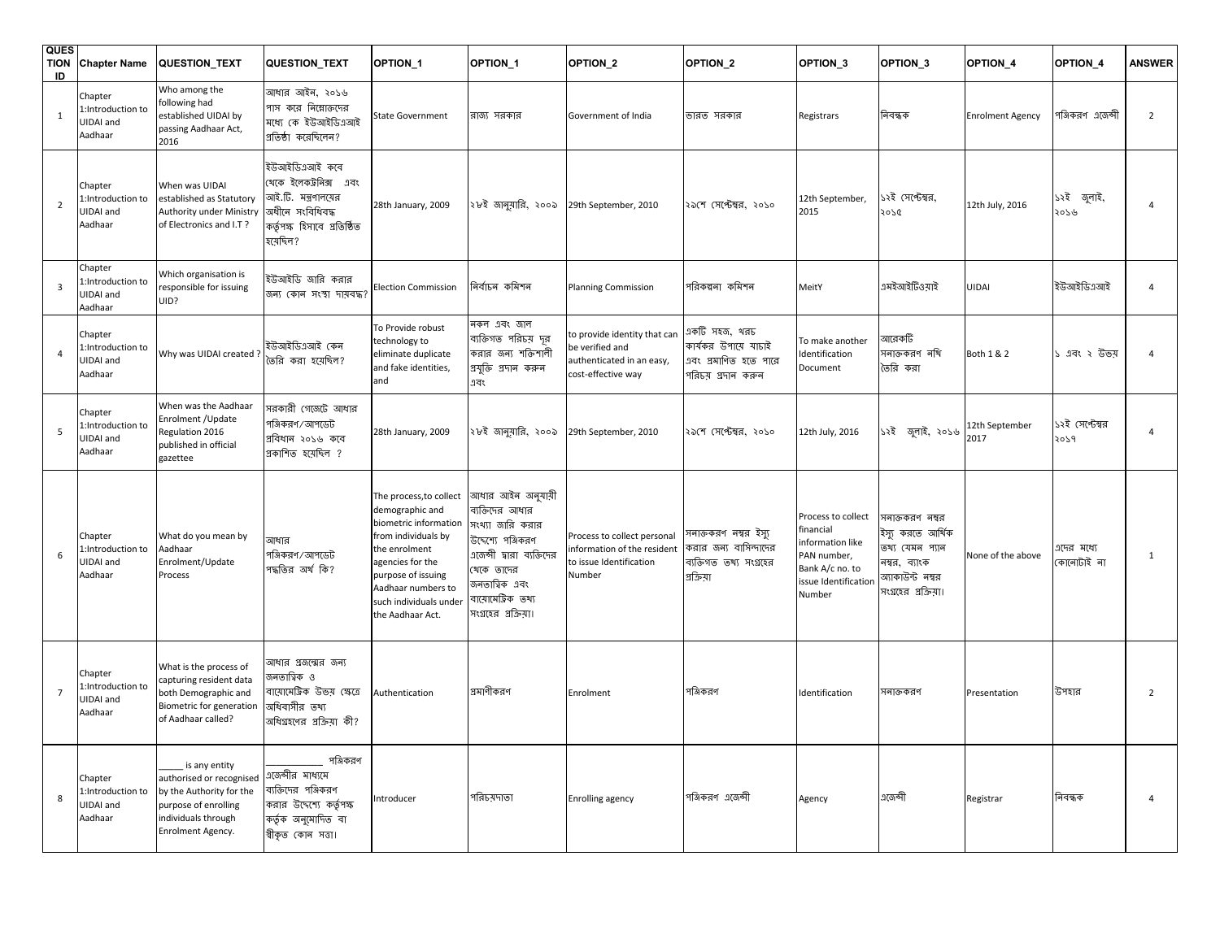| QUESTION ID | Chapter Name | QUESTION_TEXT | QUESTION_TEXT | OPTION_1 | OPTION_1 | OPTION_2 | OPTION_2 | OPTION_3 | OPTION_3 | OPTION_4 | OPTION_4 | ANSWER |
|---|---|---|---|---|---|---|---|---|---|---|---|---|
| 1 | Chapter 1:Introduction to UIDAI and Aadhaar | Who among the following had established UIDAI by passing Aadhaar Act, 2016 | আধার আইন, ২০১৬ পাস করে নিম্নোক্তদের মধ্যে কে ইউআইডিএআই প্রতিষ্ঠা করেছিলেন? | State Government | রাজ্য সরকার | Government of India | ভারত সরকার | Registrars | নিবন্ধক | Enrolment Agency | পঞ্জিকরণ এজেন্সী | 2 |
| 2 | Chapter 1:Introduction to UIDAI and Aadhaar | When was UIDAI established as Statutory Authority under Ministry of Electronics and I.T ? | ইউআইডিএআই কবে থেকে ইলেকট্রনিক্স এবং আই.টি. মন্ত্রণালয়ের অধীনে সংবিধিবদ্ধ কর্তৃপক্ষ হিসাবে প্রতিষ্ঠিত হয়েছিল? | 28th January, 2009 | ২৮ই জানুয়ারি, ২০০৯ | 29th September, 2010 | ২৯শে সেপ্টেম্বর, ২০১০ | 12th September, 2015 | ১২ই সেপ্টেম্বর, ২০১৫ | 12th July, 2016 | ১২ই জুলাই, ২০১৬ | 4 |
| 3 | Chapter 1:Introduction to UIDAI and Aadhaar | Which organisation is responsible for issuing UID? | ইউআইডি জারি করার জন্য কোন সংস্থা দায়বদ্ধ? | Election Commission | নির্বাচন কমিশন | Planning Commission | পরিকল্পনা কমিশন | MeitY | এমইআইটিওয়াই | UIDAI | ইউআইডিএআই | 4 |
| 4 | Chapter 1:Introduction to UIDAI and Aadhaar | Why was UIDAI created ? | ইউআইডিএআই কেন তৈরি করা হয়েছিল? | To Provide robust technology to eliminate duplicate and fake identities, and | নকল এবং জাল ব্যক্তিগত পরিচয় দূর করার জন্য শক্তিশালী প্রযুক্তি প্রদান করুন এবং | to provide identity that can be verified and authenticated in an easy, cost-effective way | একটি সহজ, খরচ কার্যকর উপায়ে যাচাই এবং প্রমাণিত হতে পারে পরিচয় প্রদান করুন | To make another Identification Document | আরেকটি সনাক্তকরণ নথি তৈরি করা | Both 1 & 2 | ১ এবং ২ উভয় | 4 |
| 5 | Chapter 1:Introduction to UIDAI and Aadhaar | When was the Aadhaar Enrolment /Update Regulation 2016 published in official gazettee | সরকারী গেজেটে আধার পঞ্জিকরণ/আপডেট প্রবিধান ২০১৬ কবে প্রকাশিত হয়েছিল ? | 28th January, 2009 | ২৮ই জানুয়ারি, ২০০৯ | 29th September, 2010 | ২৯শে সেপ্টেম্বর, ২০১০ | 12th July, 2016 | ১২ই জুলাই, ২০১৬ | 12th September 2017 | ১২ই সেপ্টেম্বর ২০১৭ | 4 |
| 6 | Chapter 1:Introduction to UIDAI and Aadhaar | What do you mean by Aadhaar Enrolment/Update Process | আধার পঞ্জিকরণ/আপডেট পদ্ধতির অর্থ কি? | The process,to collect demographic and biometric information from individuals by the enrolment agencies for the purpose of issuing Aadhaar numbers to such individuals under the Aadhaar Act. | আধার আইন অনুযায়ী ব্যক্তিদের আধার সংখ্যা জারি করার উদ্দেশ্যে পঞ্জিকরণ এজেন্সী দ্বারা ব্যক্তিদের থেকে তাদের জনতাত্বিক এবং বায়োমেট্রিক তথ্য সংগ্রহের প্রক্রিয়া। | Process to collect personal information of the resident to issue Identification Number | সনাক্তকরণ নম্বর ইস্যু করার জন্য বাসিন্দাদের ব্যক্তিগত তথ্য সংগ্রহের প্রক্রিয়া | Process to collect financial information like PAN number, Bank A/c no. to issue Identification Number | সনাক্তকরণ নম্বর ইস্যু করতে আর্থিক তথ্য যেমন প্যান নম্বর, ব্যাংক অ্যাকাউন্ট নম্বর সংগ্রহের প্রক্রিয়া। | None of the above | এদের মধ্যে কোনোটাই না | 1 |
| 7 | Chapter 1:Introduction to UIDAI and Aadhaar | What is the process of capturing resident data both Demographic and Biometric for generation of Aadhaar called? | আধার প্রজন্মের জন্য জনতাত্বিক ও বায়োমেট্রিক উভয় ক্ষেত্রে অধিবাসীর তথ্য অধিগ্রহণের প্রক্রিয়া কী? | Authentication | প্রমাণীকরণ | Enrolment | পঞ্জিকরণ | Identification | সনাক্তকরণ | Presentation | উপহার | 2 |
| 8 | Chapter 1:Introduction to UIDAI and Aadhaar | _____ is any entity authorised or recognised by the Authority for the purpose of enrolling individuals through Enrolment Agency. | ___________ পঞ্জিকরণ এজেন্সীর মাধ্যমে ব্যক্তিদের পঞ্জিকরণ করার উদ্দেশ্যে কর্তৃপক্ষ কর্তৃক অনুমোদিত বা স্বীকৃত কোন সত্তা। | Introducer | পরিচয়দাতা | Enrolling agency | পঞ্জিকরণ এজেন্সী | Agency | এজেন্সী | Registrar | নিবন্ধক | 4 |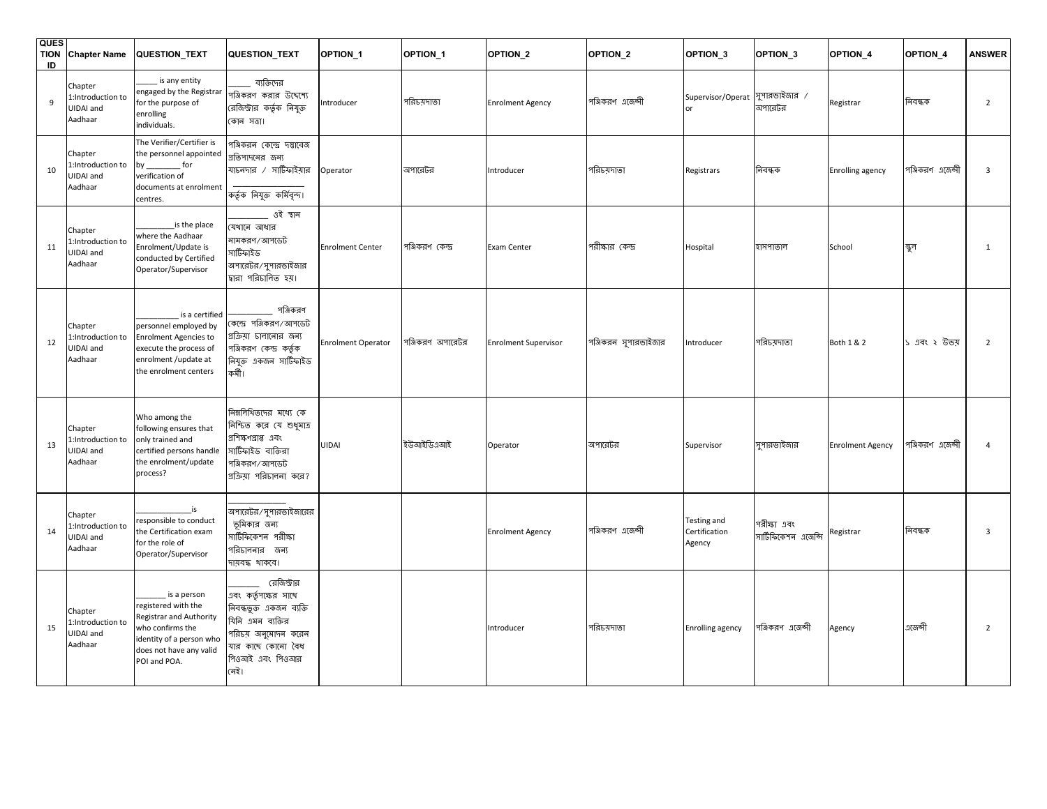| QUESTION ID | Chapter Name | QUESTION_TEXT | QUESTION_TEXT | OPTION_1 | OPTION_1 | OPTION_2 | OPTION_2 | OPTION_3 | OPTION_3 | OPTION_4 | OPTION_4 | ANSWER |
|---|---|---|---|---|---|---|---|---|---|---|---|---|
| 9 | Chapter 1:Introduction to UIDAI and Aadhaar | _____ is any entity engaged by the Registrar for the purpose of enrolling individuals. | _____ ব্যক্তিদের পঞ্জিকরণ করার উদ্দেশ্যে রেজিস্ট্রার কর্তৃক নিযুক্ত কোন সত্তা। | Introducer | পরিচয়দাতা | Enrolment Agency | পঞ্জিকরণ এজেন্সী | Supervisor/Operator | সুপারভাইজার / অপারেটর | Registrar | নিবন্ধক | 2 |
| 10 | Chapter 1:Introduction to UIDAI and Aadhaar | The Verifier/Certifier is the personnel appointed by ________ for verification of documents at enrolment centres. | পঞ্জিকরন কেন্দ্রে দস্তাবেজ প্রতিপাদনের জন্য যাচনদার / সার্টিফাইয়ার ______________ কর্তৃক নিযুক্ত কর্মিবৃন্দ। | Operator | অপারেটর | Introducer | পরিচয়দাতা | Registrars | নিবন্ধক | Enrolling agency | পঞ্জিকরণ এজেন্সী | 3 |
| 11 | Chapter 1:Introduction to UIDAI and Aadhaar | _________is the place where the Aadhaar Enrolment/Update is conducted by Certified Operator/Supervisor | _________ ওই স্থান যেখানে আধার নামকরণ/আপডেট সার্টিফাইড অপারেটর/সুপারভাইজার দ্বারা পরিচালিত হয়। | Enrolment Center | পঞ্জিকরণ কেন্দ্র | Exam Center | পরীক্ষার কেন্দ্র | Hospital | হাসপাতাল | School | স্কুল | 1 |
| 12 | Chapter 1:Introduction to UIDAI and Aadhaar | __________ is a certified personnel employed by Enrolment Agencies to execute the process of enrolment /update at the enrolment centers | __________ পঞ্জিকরণ কেন্দ্রে পঞ্জিকরণ/আপডেট প্রক্রিয়া চালানোর জন্য পঞ্জিকরণ কেন্দ্র কর্তৃক নিযুক্ত একজন সার্টিফাইড কর্মী। | Enrolment Operator | পঞ্জিকরণ অপারেটর | Enrolment Supervisor | পঞ্জিকরন সুপারভাইজার | Introducer | পরিচয়দাতা | Both 1 & 2 | ১ এবং ২ উভয় | 2 |
| 13 | Chapter 1:Introduction to UIDAI and Aadhaar | Who among the following ensures that only trained and certified persons handle the enrolment/update process? | নিম্নলিখিতদের মধ্যে কে নিশ্চিত করে যে শুধুমাত্র প্রশিক্ষণপ্রাপ্ত এবং সার্টিফাইড ব্যক্তিরা পঞ্জিকরণ/আপডেট প্রক্রিয়া পরিচালনা করে? | UIDAI | ইউআইডিএআই | Operator | অপারেটর | Supervisor | সুপারভাইজার | Enrolment Agency | পঞ্জিকরণ এজেন্সী | 4 |
| 14 | Chapter 1:Introduction to UIDAI and Aadhaar | _____________is responsible to conduct the Certification exam for the role of Operator/Supervisor | _____________ অপারেটর/সুপারভাইজারের ভূমিকার জন্য সার্টিফিকেশন পরীক্ষা পরিচালনার জন্য দায়বদ্ধ থাকবে। | | | Enrolment Agency | পঞ্জিকরণ এজেন্সী | Testing and Certification Agency | পরীক্ষা এবং সার্টিফিকেশন এজেন্সি | Registrar | নিবন্ধক | 3 |
| 15 | Chapter 1:Introduction to UIDAI and Aadhaar | _______ is a person registered with the Registrar and Authority who confirms the identity of a person who does not have any valid POI and POA. | _______ রেজিস্ট্রার এবং কর্তৃপক্ষের সাথে নিবন্ধভুক্ত একজন ব্যক্তি যিনি এমন ব্যক্তির পরিচয় অনুমোদন করেন যার কাছে কোনো বৈধ পিওআই এবং পিওআর নেই। | | | Introducer | পরিচয়দাতা | Enrolling agency | পঞ্জিকরণ এজেন্সী | Agency | এজেন্সী | 2 |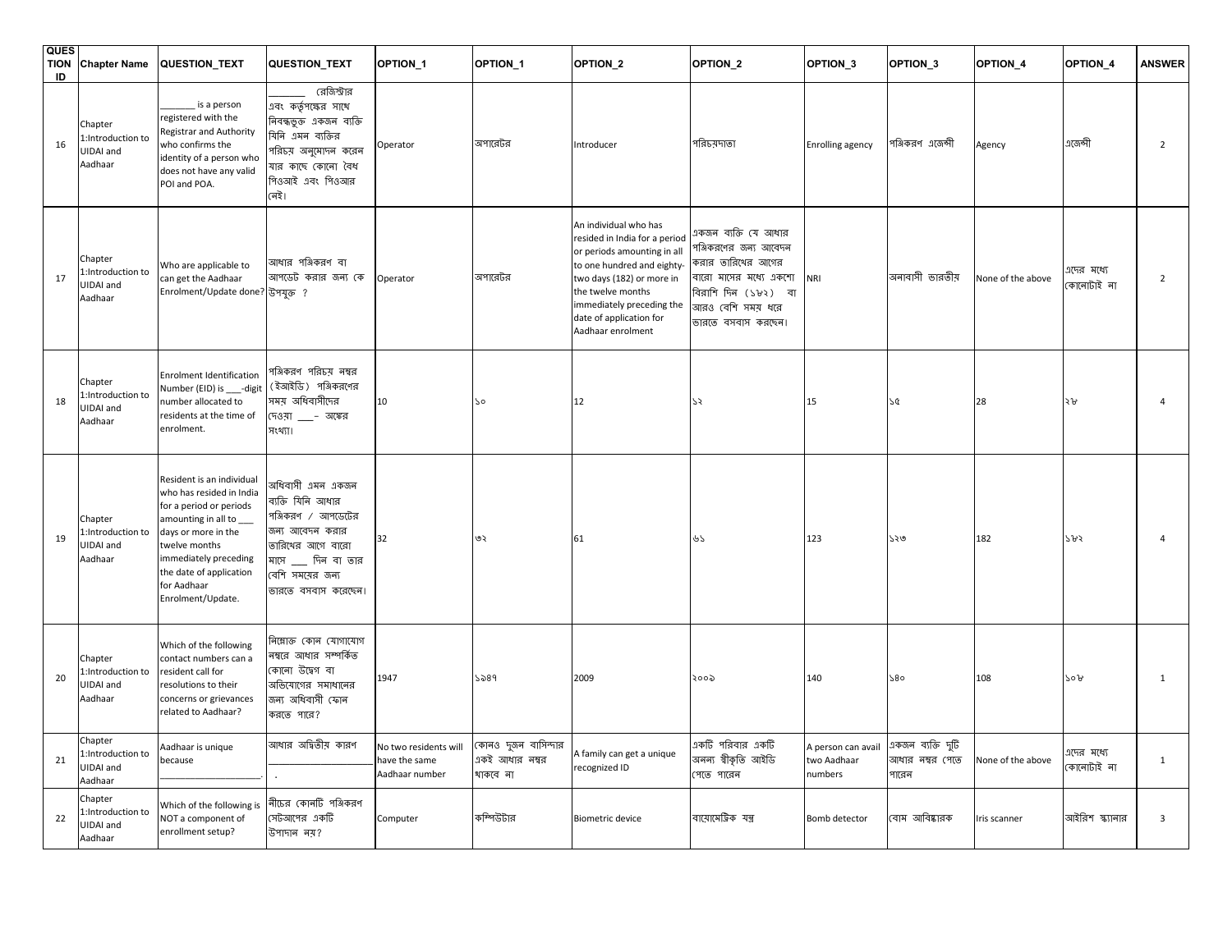| QUESTION ID | Chapter Name | QUESTION_TEXT | QUESTION_TEXT | OPTION_1 | OPTION_1 | OPTION_2 | OPTION_2 | OPTION_3 | OPTION_3 | OPTION_4 | OPTION_4 | ANSWER |
|---|---|---|---|---|---|---|---|---|---|---|---|---|
| 16 | Chapter 1:Introduction to UIDAI and Aadhaar | _______ is a person registered with the Registrar and Authority who confirms the identity of a person who does not have any valid POI and POA. | _______ রেজিস্ট্রার এবং কর্তৃপক্ষের সাথে নিবন্ধভুক্ত একজন ব্যক্তি যিনি এমন ব্যক্তির পরিচয় অনুমোদন করেন যার কাছে কোনো বৈধ পিওআই এবং পিওআর নেই। | Operator | অপারেটর | Introducer | পরিচয়দাতা | Enrolling agency | পঞ্জিকরণ এজেন্সী | Agency | এজেন্সী | 2 |
| 17 | Chapter 1:Introduction to UIDAI and Aadhaar | Who are applicable to can get the Aadhaar Enrolment/Update done? | আধার পঞ্জিকরণ বা আপডেট করার জন্য কে উপযুক্ত ? | Operator | অপারেটর | An individual who has resided in India for a period or periods amounting in all to one hundred and eighty-two days (182) or more in the twelve months immediately preceding the date of application for Aadhaar enrolment | একজন ব্যক্তি যে আধার পঞ্জিকরণের জন্য আবেদন করার তারিখের আগের বারো মাসের মধ্যে একশো বিরাশি দিন (১৮২) বা আরও বেশি সময় ধরে ভারতে বসবাস করছেন। | NRI | অনাবাসী ভারতীয় | None of the above | এদের মধ্যে কোনোটাই না | 2 |
| 18 | Chapter 1:Introduction to UIDAI and Aadhaar | Enrolment Identification Number (EID) is ____-digit number allocated to residents at the time of enrolment. | পঞ্জিকরণ পরিচয় নম্বর (ইআইডি) পঞ্জিকরণের সময় অধিবাসীদের দেওয়া ____- অঙ্কের সংখ্যা। | 10 | ১০ | 12 | ১২ | 15 | ১৫ | 28 | ২৮ | 4 |
| 19 | Chapter 1:Introduction to UIDAI and Aadhaar | Resident is an individual who has resided in India for a period or periods amounting in all to ____ days or more in the twelve months immediately preceding the date of application for Aadhaar Enrolment/Update. | অধিবাসী এমন একজন ব্যক্তি যিনি আধার পঞ্জিকরণ / আপডেটের জন্য আবেদন করার তারিখের আগে বারো মাসে ____ দিন বা তার বেশি সময়ের জন্য ভারতে বসবাস করেছেন। | 32 | ৩২ | 61 | ৬১ | 123 | ১২৩ | 182 | ১৮২ | 4 |
| 20 | Chapter 1:Introduction to UIDAI and Aadhaar | Which of the following contact numbers can a resident call for resolutions to their concerns or grievances related to Aadhaar? | নিম্নোক্ত কোন যোগাযোগ নম্বরে আধার সম্পর্কিত কোনো উদ্বেগ বা অভিযোগের সমাধানের জন্য অধিবাসী ফোন করতে পারে? | 1947 | ১৯৪৭ | 2009 | ২০০৯ | 140 | ১৪০ | 108 | ১০৮ | 1 |
| 21 | Chapter 1:Introduction to UIDAI and Aadhaar | Aadhaar is unique because ____________________. | আধার অদ্বিতীয় কারণ ____________________. | No two residents will have the same Aadhaar number | কোনও দুজন বাসিন্দার একই আধার নম্বর থাকবে না | A family can get a unique recognized ID | একটি পরিবার একটি অনন্য স্বীকৃতি আইডি পেতে পারেন | A person can avail two Aadhaar numbers | একজন ব্যক্তি দুটি আধার নম্বর পেতে পারেন | None of the above | এদের মধ্যে কোনোটাই না | 1 |
| 22 | Chapter 1:Introduction to UIDAI and Aadhaar | Which of the following is NOT a component of enrollment setup? | নীচের কোনটি পঞ্জিকরণ সেটআপের একটি উপাদান নয়? | Computer | কম্পিউটার | Biometric device | বায়োমেট্রিক যন্ত্র | Bomb detector | বোম আবিষ্কারক | Iris scanner | আইরিশ স্ক্যানার | 3 |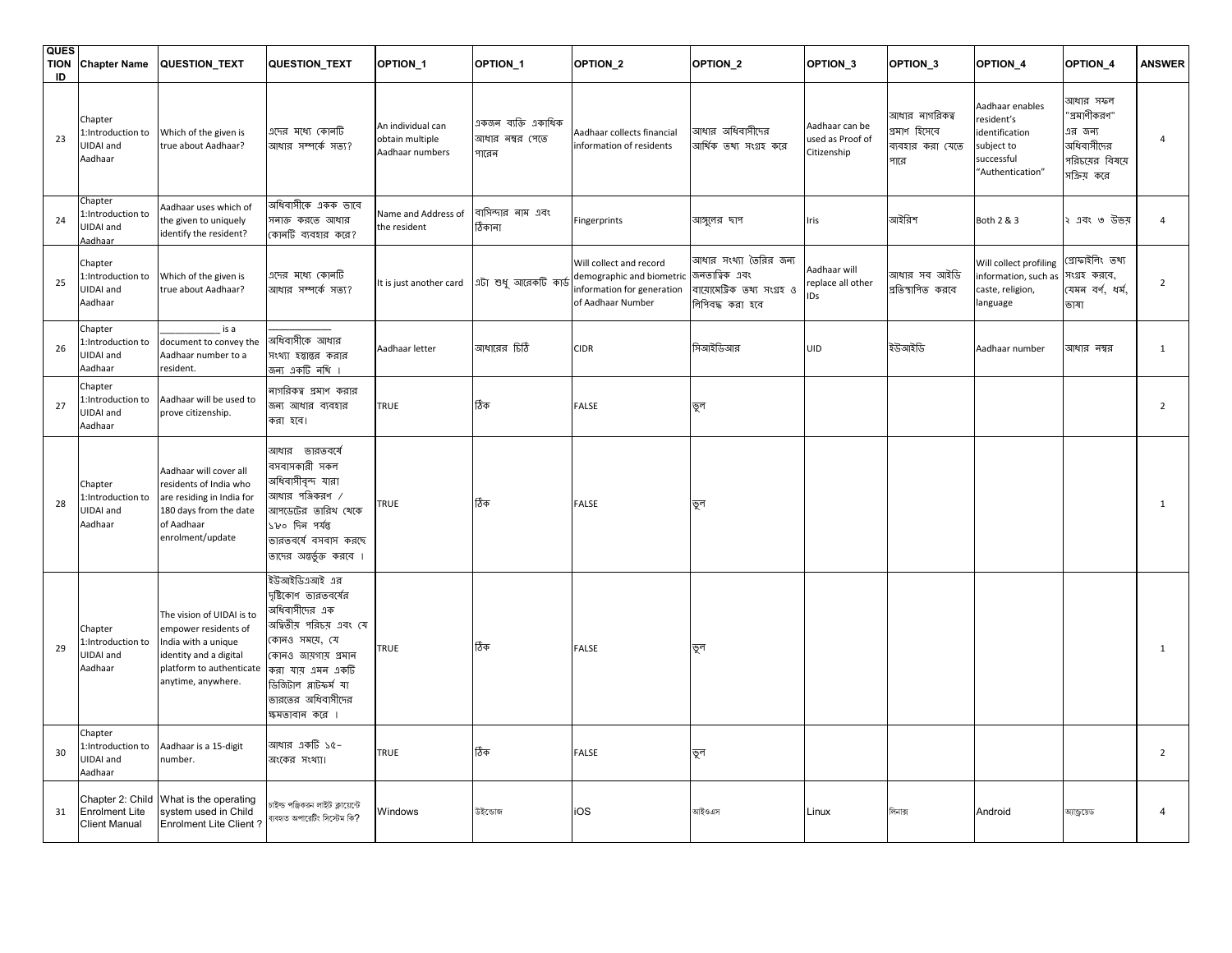| QUESTION ID | Chapter Name | QUESTION_TEXT | QUESTION_TEXT | OPTION_1 | OPTION_1 | OPTION_2 | OPTION_2 | OPTION_3 | OPTION_3 | OPTION_4 | OPTION_4 | ANSWER |
|---|---|---|---|---|---|---|---|---|---|---|---|---|
| 23 | Chapter 1:Introduction to UIDAI and Aadhaar | Which of the given is true about Aadhaar? | এদের মধ্যে কোনটি আধার সম্পর্কে সত্য? | An individual can obtain multiple Aadhaar numbers | একজন ব্যক্তি একাধিক আধার নম্বর পেতে পারেন | Aadhaar collects financial information of residents | আধার অধিবাসীদের আর্থিক তথ্য সংগ্রহ করে | Aadhaar can be used as Proof of Citizenship | আধার নাগরিকত্ব প্রমাণ হিসেবে ব্যবহার করা যেতে পারে | Aadhaar enables resident's identification subject to successful "Authentication" | আধার সফল "প্রমাণীকরণ" এর জন্য অধিবাসীদের পরিচয়ের বিষয়ে সক্রিয় করে | 4 |
| 24 | Chapter 1:Introduction to UIDAI and Aadhaar | Aadhaar uses which of the given to uniquely identify the resident? | অধিবাসীকে একক ভাবে সনাক্ত করতে আধার কোনটি ব্যবহার করে? | Name and Address of the resident | বাসিন্দার নাম এবং ঠিকানা | Fingerprints | আঙ্গুলের ছাপ | Iris | আইরিশ | Both 2 & 3 | ২ এবং ৩ উভয় | 4 |
| 25 | Chapter 1:Introduction to UIDAI and Aadhaar | Which of the given is true about Aadhaar? | এদের মধ্যে কোনটি আধার সম্পর্কে সত্য? | It is just another card | এটা শুধু আরেকটি কার্ড | Will collect and record demographic and biometric information for generation of Aadhaar Number | আধার সংখ্যা তৈরির জন্য জনতাত্ত্বিক এবং বায়োমেট্রিক তথ্য সংগ্রহ ও লিপিবদ্ধ করা হবে | Aadhaar will replace all other IDs | আধার সব আইডি প্রতিস্থাপিত করবে | Will collect profiling information, such as caste, religion, language | প্রোফাইলিং তথ্য সংগ্রহ করবে, যেমন বর্ণ, ধর্ম, ভাষা | 2 |
| 26 | Chapter 1:Introduction to UIDAI and Aadhaar | ____________ is a document to convey the Aadhaar number to a resident. | ____________ অধিবাসীকে আধার সংখ্যা হস্তান্তর করার জন্য একটি নথি । | Aadhaar letter | আধারের চিঠি | CIDR | সিআইডিআর | UID | ইউআইডি | Aadhaar number | আধার নম্বর | 1 |
| 27 | Chapter 1:Introduction to UIDAI and Aadhaar | Aadhaar will be used to prove citizenship. | নাগরিকত্ব প্রমাণ করার জন্য আধার ব্যবহার করা হবে। | TRUE | ঠিক | FALSE | ভুল | | | | | 2 |
| 28 | Chapter 1:Introduction to UIDAI and Aadhaar | Aadhaar will cover all residents of India who are residing in India for 180 days from the date of Aadhaar enrolment/update | আধার ভারতবর্ষে বসবাসকারী সকল অধিবাসীবৃন্দ যারা আধার পঞ্জিকরণ / আপডেটের তারিখ থেকে ১৮০ দিন পর্যন্ত ভারতবর্ষে বসবাস করছে তাদের অন্তর্ভুক্ত করবে । | TRUE | ঠিক | FALSE | ভুল | | | | | 1 |
| 29 | Chapter 1:Introduction to UIDAI and Aadhaar | The vision of UIDAI is to empower residents of India with a unique identity and a digital platform to authenticate anytime, anywhere. | ইউআইডিএআই এর দৃষ্টিকোণ ভারতবর্ষের অধিবাসীদের এক অদ্বিতীয় পরিচয় এবং যে কোনও সময়ে, যে কোনও জায়গায় প্রমান করা যায় এমন একটি ডিজিটাল প্লাটফর্ম যা ভারতের অধিবাসীদের ক্ষমতাবান করে । | TRUE | ঠিক | FALSE | ভুল | | | | | 1 |
| 30 | Chapter 1:Introduction to UIDAI and Aadhaar | Aadhaar is a 15-digit number. | আধার একটি ১৫-অংকের সংখ্যা। | TRUE | ঠিক | FALSE | ভুল | | | | | 2 |
| 31 | Chapter 2: Child Enrolment Lite Client Manual | What is the operating system used in Child Enrolment Lite Client ? | চাইল্ড পঞ্জিকরন লাইট ক্লায়েন্টে ব্যবহৃত অপারেটিং সিস্টেম কি? | Windows | উইন্ডোজ | iOS | আইওএস | Linux | লিনাক্স | Android | অ্যান্ড্রয়েড | 4 |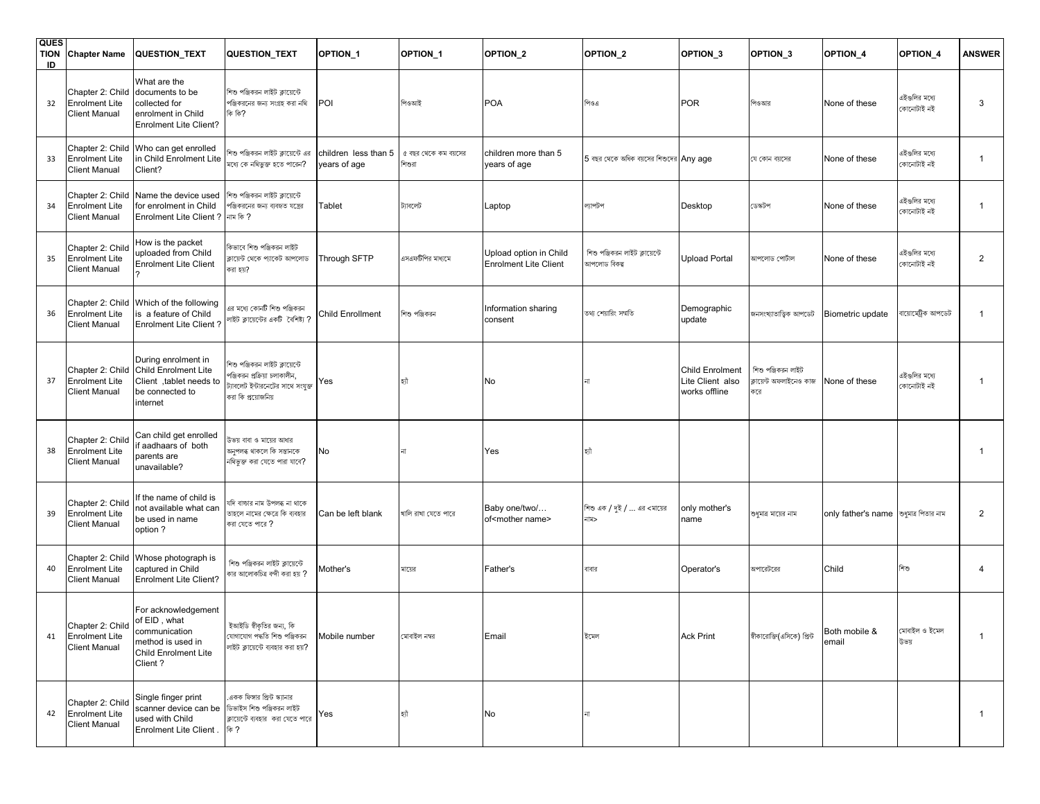| QUESTION ID | Chapter Name | QUESTION_TEXT | QUESTION_TEXT | OPTION_1 | OPTION_1 | OPTION_2 | OPTION_2 | OPTION_3 | OPTION_3 | OPTION_4 | OPTION_4 | ANSWER |
|---|---|---|---|---|---|---|---|---|---|---|---|---|
| 32 | Chapter 2: Child Enrolment Lite Client Manual | What are the documents to be collected for enrolment in Child Enrolment Lite Client? | শিশু পঞ্জিকরন লাইট ক্লায়েন্টে পঞ্জিকরনের জন্য সংগ্রহ করা নথি কি কি? | POI | পিওআই | POA | পিওএ | POR | পিওআর | None of these | এইগুলির মধ্যে কোনোটাই নই | 3 |
| 33 | Chapter 2: Child Enrolment Lite Client Manual | Who can get enrolled in Child Enrolment Lite Client? | শিশু পঞ্জিকরন লাইট ক্লায়েন্টে এর মধ্যে কে নথিভুক্ত হতে পারেন? | children less than 5 years of age | ৫ বছর থেকে কম বয়সের শিশুরা | children more than 5 years of age | 5 বছর থেকে অধিক বয়সের শিশুদের | Any age | যে কোন বয়সের | None of these | এইগুলির মধ্যে কোনোটাই নই | 1 |
| 34 | Chapter 2: Child Enrolment Lite Client Manual | Name the device used for enrolment in Child Enrolment Lite Client ? | শিশু পঞ্জিকরন লাইট ক্লায়েন্টে পঞ্জিকরনের জন্য ব্যবহৃত যন্ত্রের নাম কি ? | Tablet | ট্যাবলেট | Laptop | ল্যাপটপ | Desktop | ডেস্কটপ | None of these | এইগুলির মধ্যে কোনোটাই নই | 1 |
| 35 | Chapter 2: Child Enrolment Lite Client Manual | How is the packet uploaded from Child Enrolment Lite Client ? | কিভাবে শিশু পঞ্জিকরন লাইট ক্লায়েন্ট থেকে প্যাকেট আপলোড করা হয়? | Through SFTP | এসএফটিপির মাধ্যমে | Upload option in Child Enrolment Lite Client | শিশু পঞ্জিকরন লাইট ক্লায়েন্টে আপলোড বিকল্প | Upload Portal | আপলোড পোর্টাল | None of these | এইগুলির মধ্যে কোনোটাই নই | 2 |
| 36 | Chapter 2: Child Enrolment Lite Client Manual | Which of the following is a feature of Child Enrolment Lite Client ? | এর মধ্যে কোনটি শিশু পঞ্জিকরন লাইট ক্লায়েন্টের একটি বৈশিষ্ট্য ? | Child Enrollment | শিশু পঞ্জিকরন | Information sharing consent | তথ্য শেয়ারিং সম্মতি | Demographic update | জনসংখ্যাতাত্ত্বিক আপডেট | Biometric update | বায়োমেট্রিক আপডেট | 1 |
| 37 | Chapter 2: Child Enrolment Lite Client Manual | During enrolment in Child Enrolment Lite Client ,tablet needs to be connected to internet | শিশু পঞ্জিকরন লাইট ক্লায়েন্টে পঞ্জিকরন প্রক্রিয়া চলাকালীন, ট্যাবলেট ইন্টারনেটের সাথে সংযুক্ত করা কি প্রয়োজনিয় | Yes | হ্যাঁ | No | না | Child Enrolment Lite Client also works offline | শিশু পঞ্জিকরন লাইট ক্লায়েন্ট অফলাইনেও কাজ করে | None of these | এইগুলির মধ্যে কোনোটাই নই | 1 |
| 38 | Chapter 2: Child Enrolment Lite Client Manual | Can child get enrolled if aadhaars of both parents are unavailable? | উভয় বাবা ও মায়ের আধার অনুপলব্ধ থাকলে কি সন্তানকে নথিভুক্ত করা যেতে পারা যাবে? | No | না | Yes | হ্যাঁ | | | | | 1 |
| 39 | Chapter 2: Child Enrolment Lite Client Manual | If the name of child is not available what can be used in name option ? | যদি বাচ্চার নাম উপলব্ধ না থাকে তাহলে নামের ক্ষেত্রে কি ব্যবহার করা যেতে পারে ? | Can be left blank | খালি রাখা যেতে পারে | Baby one/two/… of<mother name> | শিশু এক / দুই / ... এর <মায়ের নাম> | only mother's name | শুধুমাত্র মায়ের নাম | only father's name | শুধুমাত্র পিতার নাম | 2 |
| 40 | Chapter 2: Child Enrolment Lite Client Manual | Whose photograph is captured in Child Enrolment Lite Client? | শিশু পঞ্জিকরন লাইট ক্লায়েন্টে কার আলোকচিত্র বন্দী করা হয় ? | Mother's | মায়ের | Father's | বাবার | Operator's | অপারেটরের | Child | শিশু | 4 |
| 41 | Chapter 2: Child Enrolment Lite Client Manual | For acknowledgement of EID , what communication method is used in Child Enrolment Lite Client ? | ইআইডি স্বীকৃতির জন্য, কি যোগাযোগ পদ্ধতি শিশু পঞ্জিকরন লাইট ক্লায়েন্টে ব্যবহার করা হয়? | Mobile number | মোবাইল নম্বর | Email | ইমেল | Ack Print | স্বীকারোক্তি(এসিকে) প্রিন্ট | Both mobile & email | মোবাইল ও ইমেল উভয় | 1 |
| 42 | Chapter 2: Child Enrolment Lite Client Manual | Single finger print scanner device can be used with Child Enrolment Lite Client . | .একক ফিঙ্গার প্রিন্ট স্ক্যানার ডিভাইস শিশু পঞ্জিকরন লাইট ক্লায়েন্টে ব্যবহার করা যেতে পারে কি ? | Yes | হ্যাঁ | No | না | | | | | 1 |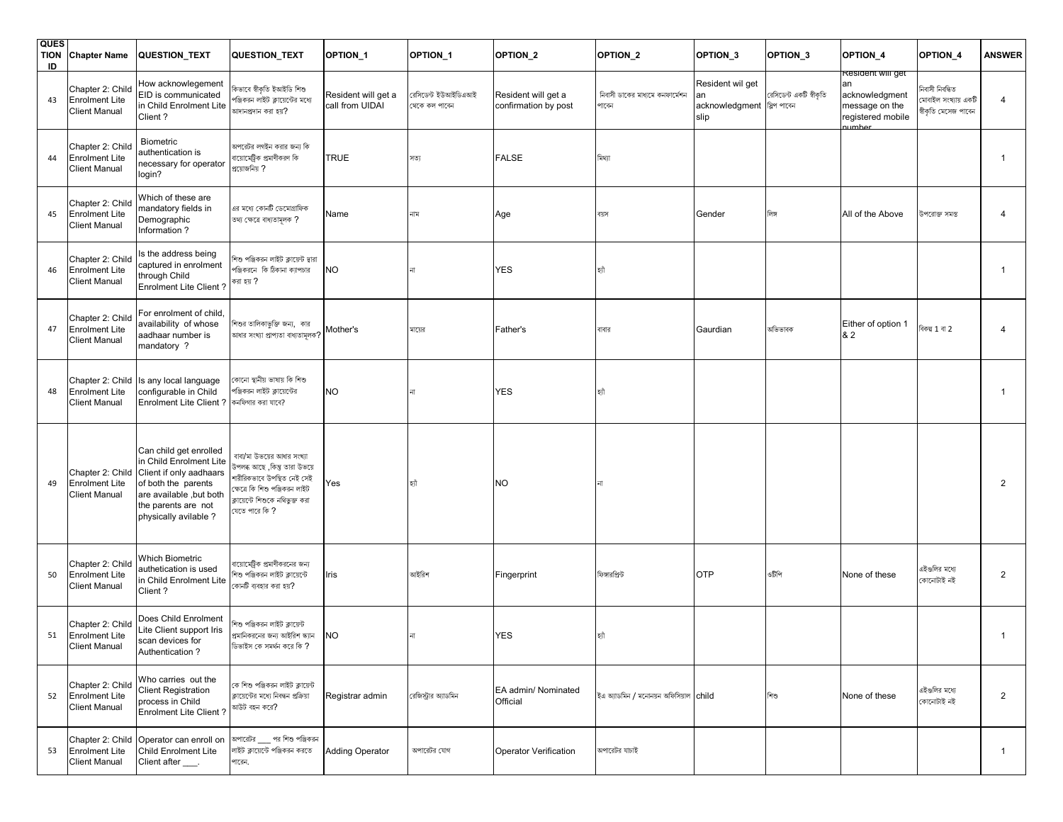| QUESTION ID | Chapter Name | QUESTION_TEXT | QUESTION_TEXT | OPTION_1 | OPTION_1 | OPTION_2 | OPTION_2 | OPTION_3 | OPTION_3 | OPTION_4 | OPTION_4 | ANSWER |
|---|---|---|---|---|---|---|---|---|---|---|---|---|
| 43 | Chapter 2: Child Enrolment Lite Client Manual | How acknowlegement EID is communicated in Child Enrolment Lite Client ? | কিভাবে স্বীকৃতি ইআইডি শিশু পঞ্জিকরন লাইট ক্লায়েন্টের মধ্যে আদানপ্রদান করা হয়? | Resident will get a call from UIDAI | রেসিডেন্ট ইউআইডিএআই থেকে কল পাবেন | Resident will get a confirmation by post | নিবাসী ডাকের মাধ্যমে কনফার্মেশন পাবেন | Resident wil get an acknowledgment slip | রেসিডেন্ট একটি স্বীকৃতি স্লিপ পাবেন | Resident will get an acknowledgment message on the registered mobile number | নিবাসী নিবন্ধিত মোবাইল সংখ্যায় একটি স্বীকৃতি মেসেজ পাবেন | 4 |
| 44 | Chapter 2: Child Enrolment Lite Client Manual | Biometric authentication is necessary for operator login? | অপারেটর লগইন করার জন্য কি বায়োমেট্রিক প্রমাণীকরণ কি প্রয়োজনিয় ? | TRUE | সত্য | FALSE | মিথ্যা | | | | | 1 |
| 45 | Chapter 2: Child Enrolment Lite Client Manual | Which of these are mandatory fields in Demographic Information ? | এর মধ্যে কোনটি ডেমোগ্রাফিক তথ্য ক্ষেত্রে বাধ্যতামূলক ? | Name | নাম | Age | বয়স | Gender | লিঙ্গ | All of the Above | উপরোক্ত সমস্ত | 4 |
| 46 | Chapter 2: Child Enrolment Lite Client Manual | Is the address being captured in enrolment through Child Enrolment Lite Client ? | শিশু পঞ্জিকরন লাইট ক্লায়েন্ট দ্বারা পঞ্জিকরনে কি ঠিকানা ক্যাপচার করা হয় ? | NO | না | YES | হ্যাঁ | | | | | 1 |
| 47 | Chapter 2: Child Enrolment Lite Client Manual | For enrolment of child, availability of whose aadhaar number is mandatory ? | শিশুর তালিকাভুক্তি জন্য, কার আধার সংখ্যা প্রাপ্যতা বাধ্যতামূলক? | Mother's | মায়ের | Father's | বাবার | Gaurdian | অভিভাবক | Either of option 1 & 2 | বিকল্প 1 বা 2 | 4 |
| 48 | Chapter 2: Child Enrolment Lite Client Manual | Is any local language configurable in Child Enrolment Lite Client ? | কোনো স্থানীয় ভাষায় কি শিশু পঞ্জিকরন লাইট ক্লায়েন্টের কনফিগার করা যাবে? | NO | না | YES | হ্যাঁ | | | | | 1 |
| 49 | Chapter 2: Child Enrolment Lite Client Manual | Can child get enrolled in Child Enrolment Lite Client if only aadhaars of both the parents are available ,but both the parents are not physically avilable ? | বাবা/মা উভয়ের আধার সংখ্যা উপলব্ধ আছে ,কিন্তু তারা উভয়ে শারীরিকভাবে উপস্থিত নেই সেই ক্ষেত্রে কি শিশু পঞ্জিকরন লাইট ক্লায়েন্টে শিশুকে নথিভুক্ত করা যেতে পারে কি ? | Yes | হ্যাঁ | NO | না | | | | | 2 |
| 50 | Chapter 2: Child Enrolment Lite Client Manual | Which Biometric authetication is used in Child Enrolment Lite Client ? | বায়োমেট্রিক প্রমাণীকরনের জন্য শিশু পঞ্জিকরন লাইট ক্লায়েন্টে কোনটি ব্যবহার করা হয়? | Iris | আইরিশ | Fingerprint | ফিঙ্গারপ্রিন্ট | OTP | ওটিপি | None of these | এইগুলির মধ্যে কোনোটাই নই | 2 |
| 51 | Chapter 2: Child Enrolment Lite Client Manual | Does Child Enrolment Lite Client support Iris scan devices for Authentication ? | শিশু পঞ্জিকরন লাইট ক্লায়েন্ট প্রমানিকরনের জন্য আইরিশ স্ক্যান ডিভাইস কে সমর্থন করে কি ? | NO | না | YES | হ্যাঁ | | | | | 1 |
| 52 | Chapter 2: Child Enrolment Lite Client Manual | Who carries out the Client Registration process in Child Enrolment Lite Client ? | কে শিশু পঞ্জিকরন লাইট ক্লায়েন্ট ক্লায়েন্টের মধ্যে নিবন্ধন প্রক্রিয়া আউট বহন করে? | Registrar admin | রেজিস্ট্রার অ্যাডমিন | EA admin/ Nominated Official | ইএ অ্যাডমিন / মনোনয়ন অফিসিয়াল | child | শিশু | None of these | এইগুলির মধ্যে কোনোটাই নই | 2 |
| 53 | Chapter 2: Child Enrolment Lite Client Manual | Operator can enroll on Child Enrolment Lite Client after ___. | অপারেটর ___ পর শিশু পঞ্জিকরন লাইট ক্লায়েন্টে পঞ্জিকরন করতে পারেন. | Adding Operator | অপারেটর যোগ | Operator Verification | অপারেটর যাচাই | | | | | 1 |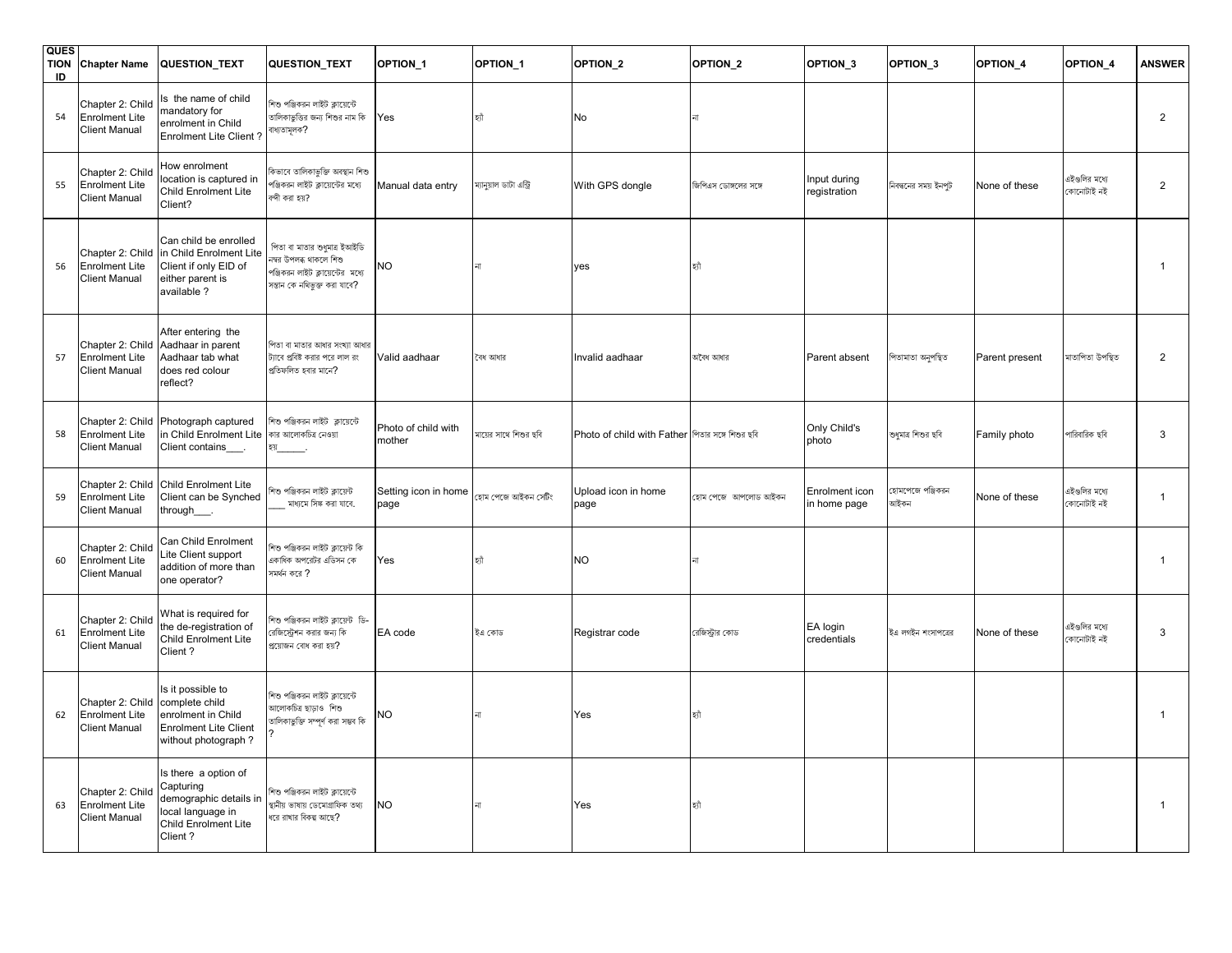| QUESTION ID | Chapter Name | QUESTION_TEXT | QUESTION_TEXT | OPTION_1 | OPTION_1 | OPTION_2 | OPTION_2 | OPTION_3 | OPTION_3 | OPTION_4 | OPTION_4 | ANSWER |
|---|---|---|---|---|---|---|---|---|---|---|---|---|
| 54 | Chapter 2: Child Enrolment Lite Client Manual | Is the name of child mandatory for enrolment in Child Enrolment Lite Client ? | শিশু পঞ্জিকরন লাইট ক্লায়েন্টে তালিকাভুক্তির জন্য শিশুর নাম কি বাধ্যতামূলক? | Yes | হ্যাঁ | No | না | | | | | 2 |
| 55 | Chapter 2: Child Enrolment Lite Client Manual | How enrolment location is captured in Child Enrolment Lite Client? | কিভাবে তালিকাভুক্তি অবস্থান শিশু পঞ্জিকরন লাইট ক্লায়েন্টের মধ্যে বন্দী করা হয়? | Manual data entry | ম্যানুয়াল ডাটা এন্ট্রি | With GPS dongle | জিপিএস ডোঙ্গলের সঙ্গে | Input during registration | নিবন্ধনের সময় ইনপুট | None of these | এইগুলির মধ্যে কোনোটাই নই | 2 |
| 56 | Chapter 2: Child Enrolment Lite Client Manual | Can child be enrolled in Child Enrolment Lite Client if only EID of either parent is available ? | পিতা বা মাতার শুধুমাত্র ইআইডি নম্বর উপলব্ধ থাকলে শিশু পঞ্জিকরন লাইট ক্লায়েন্টের মধ্যে সন্তান কে নথিভুক্ত করা যাবে? | NO | না | yes | হ্যাঁ | | | | | 1 |
| 57 | Chapter 2: Child Enrolment Lite Client Manual | After entering the Aadhaar in parent Aadhaar tab what does red colour reflect? | পিতা বা মাতার আধার সংখ্যা আধার ট্যাবে প্রবিষ্ট করার পরে লাল রং প্রতিফলিত হবার মানে? | Valid aadhaar | বৈধ আধার | Invalid aadhaar | অবৈধ আধার | Parent absent | পিতামাতা অনুপস্থিত | Parent present | মাতাপিতা উপস্থিত | 2 |
| 58 | Chapter 2: Child Enrolment Lite Client Manual | Photograph captured in Child Enrolment Lite Client contains___. | শিশু পঞ্জিকরন লাইট ক্লায়েন্টে কার আলোকচিত্র নেওয়া হয়______. | Photo of child with mother | মায়ের সাথে শিশুর ছবি | Photo of child with Father | পিতার সঙ্গে শিশুর ছবি | Only Child's photo | শুধুমাত্র শিশুর ছবি | Family photo | পারিবারিক ছবি | 3 |
| 59 | Chapter 2: Child Enrolment Lite Client Manual | Child Enrolment Lite Client can be Synched through___. | শিশু পঞ্জিকরন লাইট ক্লায়েন্ট ___ মাধ্যমে সিঙ্ক করা যাবে. | Setting icon in home page | হোম পেজে আইকন সেটিং | Upload icon in home page | হোম পেজে আপলোড আইকন | Enrolment icon in home page | হোমপেজে পঞ্জিকরন আইকন | None of these | এইগুলির মধ্যে কোনোটাই নই | 1 |
| 60 | Chapter 2: Child Enrolment Lite Client Manual | Can Child Enrolment Lite Client support addition of more than one operator? | শিশু পঞ্জিকরন লাইট ক্লায়েন্ট কি একাধিক অপরেটর এডিসন কে সমর্থন করে ? | Yes | হ্যাঁ | NO | না | | | | | 1 |
| 61 | Chapter 2: Child Enrolment Lite Client Manual | What is required for the de-registration of Child Enrolment Lite Client ? | শিশু পঞ্জিকরন লাইট ক্লায়েন্ট ডি-রেজিস্ট্রেশন করার জন্য কি প্রয়োজন বোধ করা হয়? | EA code | ইএ কোড | Registrar code | রেজিস্ট্রার কোড | EA login credentials | ইএ লগইন শংসাপত্রের | None of these | এইগুলির মধ্যে কোনোটাই নই | 3 |
| 62 | Chapter 2: Child Enrolment Lite Client Manual | Is it possible to complete child enrolment in Child Enrolment Lite Client without photograph ? | শিশু পঞ্জিকরন লাইট ক্লায়েন্টে আলোকচিত্র ছাড়াও শিশু তালিকাভুক্তি সম্পূর্ণ করা সম্ভব কি ? | NO | না | Yes | হ্যাঁ | | | | | 1 |
| 63 | Chapter 2: Child Enrolment Lite Client Manual | Is there a option of Capturing demographic details in local language in Child Enrolment Lite Client ? | শিশু পঞ্জিকরন লাইট ক্লায়েন্টে স্থানীয় ভাষায় ডেমোগ্রাফিক তথ্য ধরে রাখার বিকল্প আছে? | NO | না | Yes | হ্যাঁ | | | | | 1 |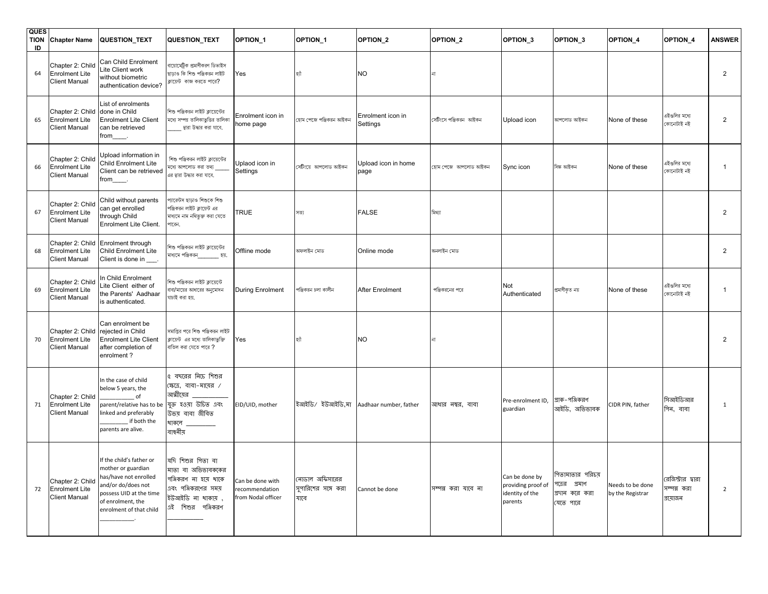| QUESTION ID | Chapter Name | QUESTION_TEXT | QUESTION_TEXT | OPTION_1 | OPTION_1 | OPTION_2 | OPTION_2 | OPTION_3 | OPTION_3 | OPTION_4 | OPTION_4 | ANSWER |
|---|---|---|---|---|---|---|---|---|---|---|---|---|
| 64 | Chapter 2: Child Enrolment Lite Client Manual | Can Child Enrolment Lite Client work without biometric authentication device? | বায়োমেট্রিক প্রমাণীকরণ ডিভাইস ছাড়াও কি শিশু পঞ্জিকরন লাইট ক্লায়েন্ট কাজ করতে পারে? | Yes | হ্যাঁ | NO | না | | | | | 2 |
| 65 | Chapter 2: Child Enrolment Lite Client Manual | List of enrolments done in Child Enrolment Lite Client can be retrieved from____. | শিশু পঞ্জিকরন লাইট ক্লায়েন্টের মধ্যে সম্পন্ন তালিকাভুক্তির তালিকা _____ দ্বারা উদ্ধার করা যাবে. | Enrolment icon in home page | হোম পেজে পঞ্জিকরন আইকন | Enrolment icon in Settings | সেটিংসে পঞ্জিকরন আইকন | Upload icon | আপলোড আইকন | None of these | এইগুলির মধ্যে কোনোটাই নই | 2 |
| 66 | Chapter 2: Child Enrolment Lite Client Manual | Upload information in Child Enrolment Lite Client can be retrieved from____. | শিশু পঞ্জিকরন লাইট ক্লায়েন্টের মধ্যে আপলোড করা তথ্য _____ এর দ্বারা উদ্ধার করা যাবে. | Uplaod icon in Settings | সেটিংয়ে আপলোড আইকন | Upload icon in home page | হোম পেজে আপলোড আইকন | Sync icon | সিঙ্ক আইকন | None of these | এইগুলির মধ্যে কোনোটাই নই | 1 |
| 67 | Chapter 2: Child Enrolment Lite Client Manual | Child without parents can get enrolled through Child Enrolment Lite Client. | প্যারেন্টস ছাড়াও শিশুকে শিশু পঞ্জিকরন লাইট ক্লায়েন্ট এর মাধ্যমে নাম নথিভুক্ত করা যেতে পারেন. | TRUE | সত্য | FALSE | মিথ্যা | | | | | 2 |
| 68 | Chapter 2: Child Enrolment Lite Client Manual | Enrolment through Child Enrolment Lite Client is done in ___. | শিশু পঞ্জিকরন লাইট ক্লায়েন্টের মাধ্যমে পঞ্জিকরন_______ হয়. | Offline mode | অফলাইন মোড | Online mode | অনলাইন মোড | | | | | 2 |
| 69 | Chapter 2: Child Enrolment Lite Client Manual | In Child Enrolment Lite Client either of the Parents' Aadhaar is authenticated. | শিশু পঞ্জিকরন লাইট ক্লায়েন্টে বাবা/মায়ের আধারের অনুমোদন যাচাই করা হয়. | During Enrolment | পঞ্জিকরন চলা কালীন | After Enrolment | পঞ্জিকরনের পরে | Not Authenticated | প্রমাণীকৃত নয় | None of these | এইগুলির মধ্যে কোনোটাই নই | 1 |
| 70 | Chapter 2: Child Enrolment Lite Client Manual | Can enrolment be rejected in Child Enrolment Lite Client after completion of enrolment ? | সমাপ্তির পরে শিশু পঞ্জিকরন লাইট ক্লায়েন্ট এর মধ্যে তালিকাভুক্তি বাতিল করা যেতে পারে ? | Yes | হ্যাঁ | NO | না | | | | | 2 |
| 71 | Chapter 2: Child Enrolment Lite Client Manual | In the case of child below 5 years, the __________ of parent/relative has to be linked and preferably _________ if both the parents are alive. | ৫ বছরের নিচে শিশুর ক্ষেত্রে, বাবা-মায়ের / আত্মীয়ের ___________ যুক্ত হওয়া উচিত এবং উভয় বাবা জীবিত থাকলে _________ বাঞ্ছনীয় | EID/UID, mother | ইআইডি/ ইউআইডি,মা | Aadhaar number, father | আধার নম্বর, বাবা | Pre-enrolment ID, guardian | প্রাক-পঞ্জিকরণ আইডি, অভিভাবক | CIDR PIN, father | সিআইডিআর পিন, বাবা | 1 |
| 72 | Chapter 2: Child Enrolment Lite Client Manual | If the child's father or mother or guardian has/have not enrolled and/or do/does not possess UID at the time of enrolment, the enrolment of that child __________. | যদি শিশুর পিতা বা মাতা বা অভিভাবককের পঞ্জিকরণ না হয়ে থাকে এবং পঞ্জিকরণের সময় ইউআইডি না থাকায় , এই শিশুর পঞ্জিকরণ __________ | Can be done with recommendation from Nodal officer | নোডাল অফিসারের সুপারিশের সঙ্গে করা যাবে | Cannot be done | সম্পন্ন করা যাবে না | Can be done by providing proof of identity of the parents | পিতামাতার পরিচয় পত্রের প্রমাণ প্রদান করে করা যেতে পারে | Needs to be done by the Registrar | রেজিস্ট্রার দ্বারা সম্পন্ন করা প্রয়োজন | 2 |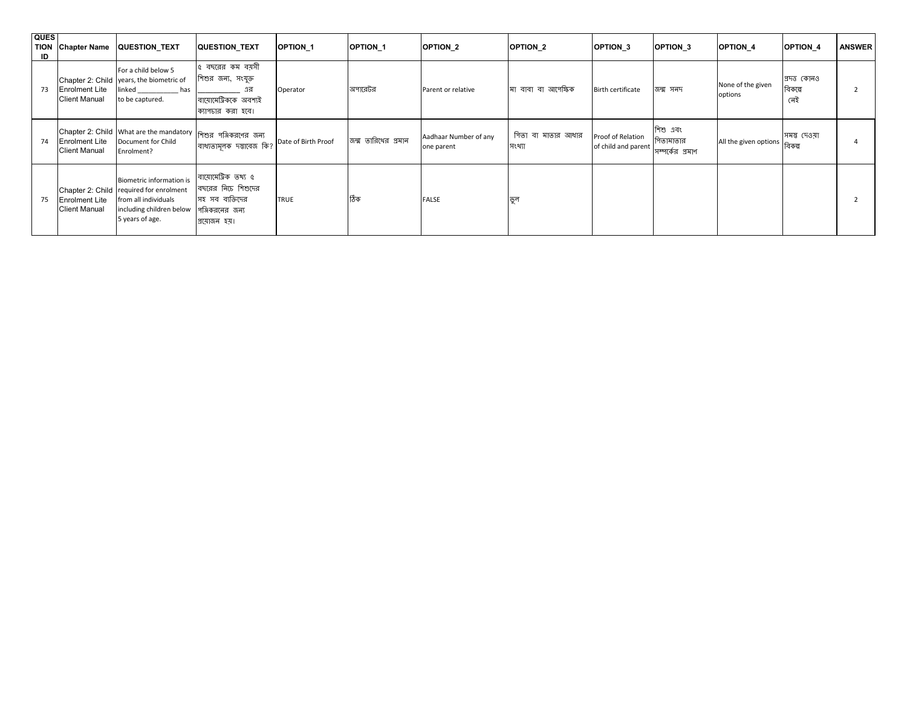| QUESTION ID | Chapter Name | QUESTION_TEXT | QUESTION_TEXT | OPTION_1 | OPTION_1 | OPTION_2 | OPTION_2 | OPTION_3 | OPTION_3 | OPTION_4 | OPTION_4 | ANSWER |
|---|---|---|---|---|---|---|---|---|---|---|---|---|
| 73 | Chapter 2: Child Enrolment Lite Client Manual | For a child below 5 years, the biometric of linked ___________ has to be captured. | ৫ বছরের কম বয়সী শিশুর জন্য, সংযুক্ত ___________ এর বায়োমেট্রিককে অবশ্যই ক্যাপচার করা হবে। | Operator | অপারেটর | Parent or relative | মা বাবা বা আপেক্ষিক | Birth certificate | জন্ম সনদ | None of the given options | প্রদত্ত কোনও বিকল্প নেই | 2 |
| 74 | Chapter 2: Child Enrolment Lite Client Manual | What are the mandatory Document for Child Enrolment? | শিশুর পঞ্জিকরণের জন্য বাধ্যতামূলক দস্তাবেজ কি? | Date of Birth Proof | জন্ম তারিখের প্রমান | Aadhaar Number of any one parent | পিতা বা মাতার আধার সংখ্যা | Proof of Relation of child and parent | শিশু এবং পিতামাতার সম্পর্কের প্রমাণ | All the given options | সমস্ত দেওয়া বিকল্প | 4 |
| 75 | Chapter 2: Child Enrolment Lite Client Manual | Biometric information is required for enrolment from all individuals including children below 5 years of age. | বায়োমেট্রিক তথ্য ৫ বছরের নিচে শিশুদের সহ সব ব্যক্তিদের পঞ্জিকরনের জন্য প্রয়োজন হয়। | TRUE | ঠিক | FALSE | ভুল | | | | | 2 |